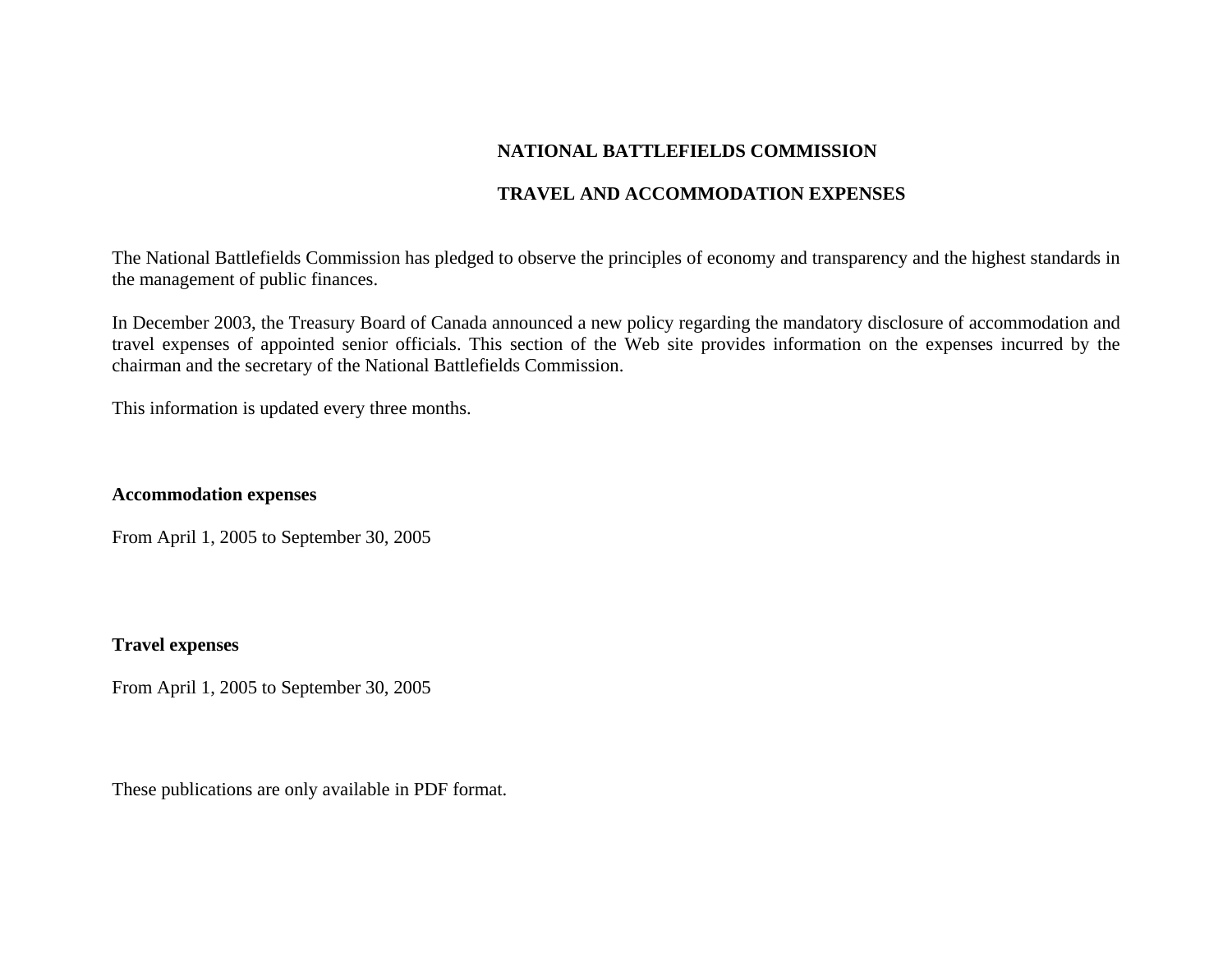# NATIONAL BATTLEFIELDS COMMISSION

## TRAVEL AND ACCOMMODATION EXPENSES

The National Battlefields Commission has pledged to observe the principles of economy and transparency and the highest standards in the management of public finances.

In December 2003, the Treasury Board of Canada announced a new policy regarding the mandatory disclosure of accommodation and travel expenses of appointed senior officials. This section of the Web site provides information on the expenses incurred by the chairman and the secretary of the National Battlefields Commission.

This information is updated every three months.

**Accommodation expenses**

From April 1, 2005 to September 30, 2005

**Travel expenses**

From April 1, 2005 to September 30, 2005

These publications are only available in PDF format.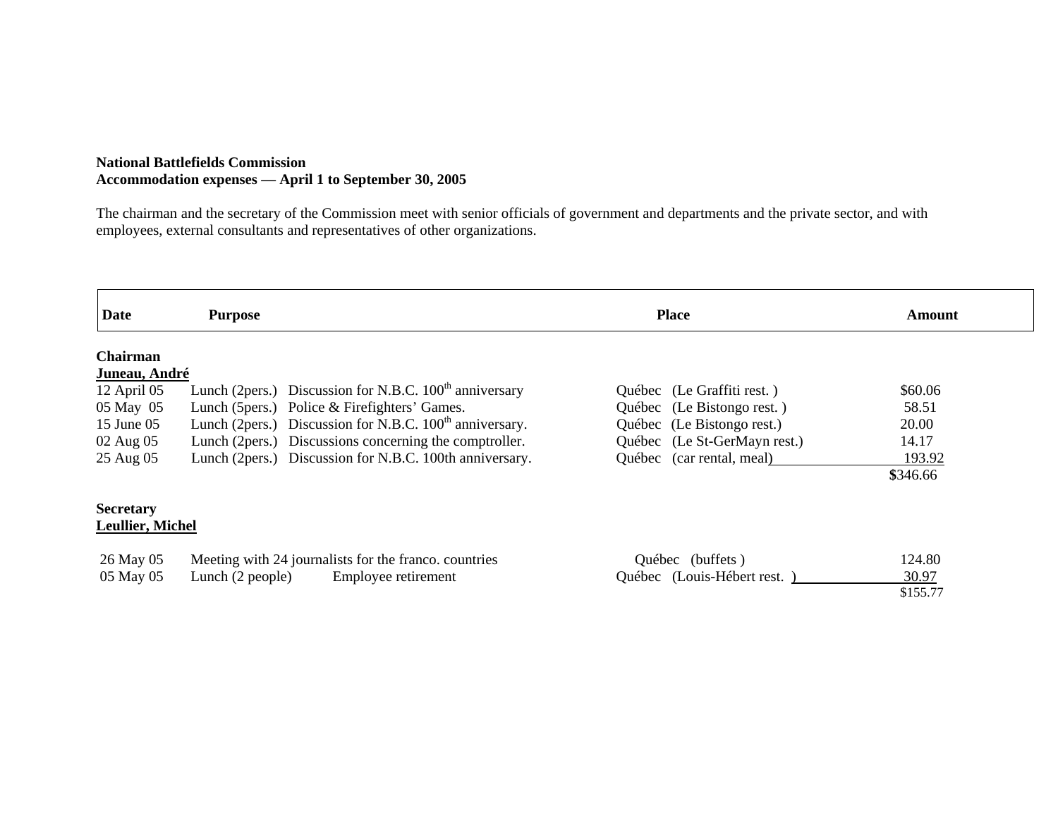**National Battlefields Commission**
**Accommodation expenses — April 1 to September 30, 2005**

The chairman and the secretary of the Commission meet with senior officials of government and departments and the private sector, and with employees, external consultants and representatives of other organizations.

| Date | Purpose | | Place | Amount |
|---|---|---|---|---|
| **Chairman** | | | | |
| **Juneau, André** | | | | |
| 12 April 05 | Lunch (2pers.) | Discussion for N.B.C. 100th anniversary | Québec (Le Graffiti rest. ) | $60.06 |
| 05 May 05 | Lunch (5pers.) | Police & Firefighters' Games. | Québec (Le Bistongo rest. ) | 58.51 |
| 15 June 05 | Lunch (2pers.) | Discussion for N.B.C. 100th anniversary. | Québec (Le Bistongo rest.) | 20.00 |
| 02 Aug 05 | Lunch (2pers.) | Discussions concerning the comptroller. | Québec (Le St-GerMayn rest.) | 14.17 |
| 25 Aug 05 | Lunch (2pers.) | Discussion for N.B.C. 100th anniversary. | Québec (car rental, meal) | 193.92 |
| | | | | $346.66 |
| **Secretary** | | | | |
| **Leullier, Michel** | | | | |
| 26 May 05 | Meeting with 24 journalists for the franco. countries | | Québec (buffets ) | 124.80 |
| 05 May 05 | Lunch (2 people) | Employee retirement | Québec (Louis-Hébert rest. ) | 30.97 |
| | | | | $155.77 |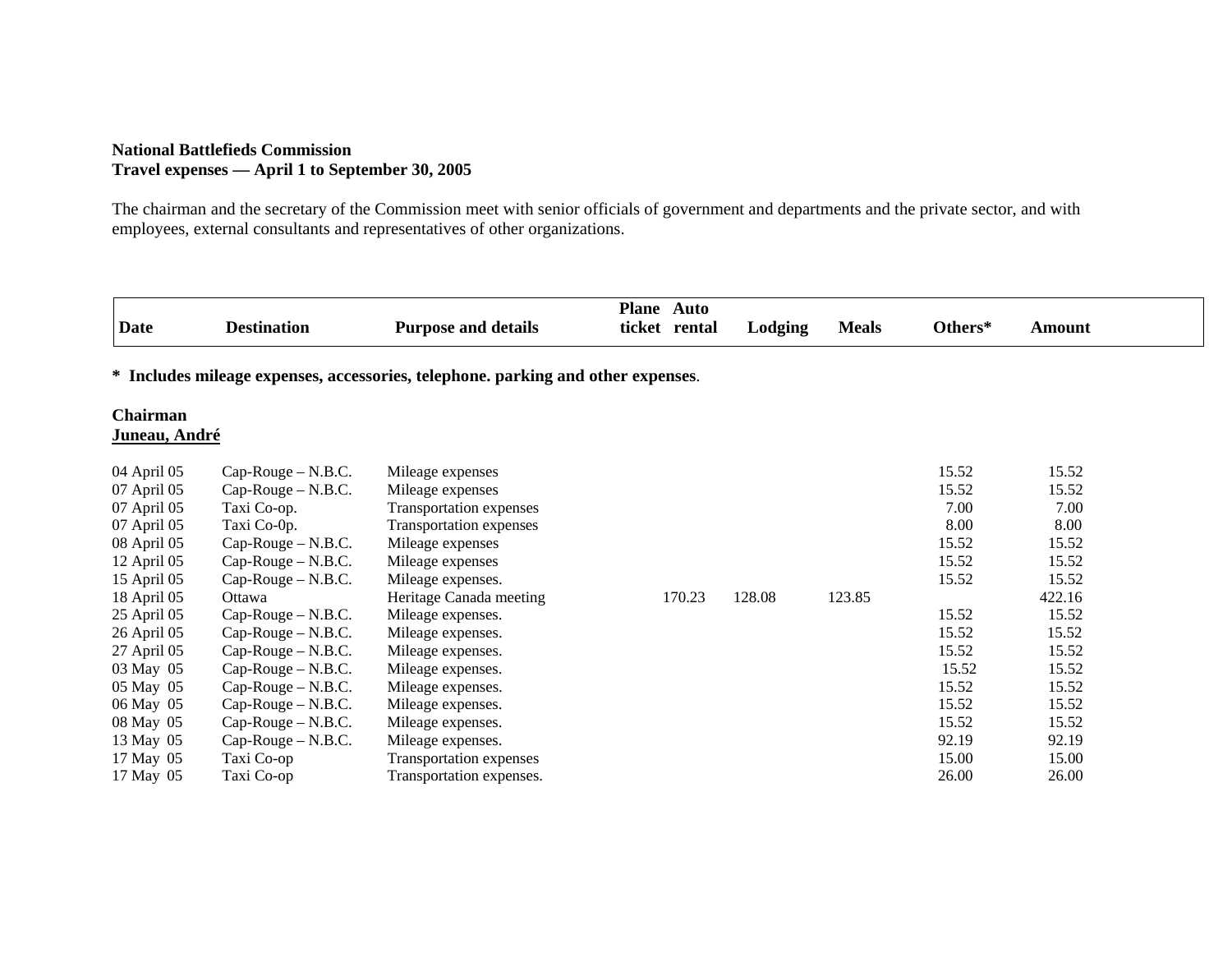**National Battlefieds Commission**
**Travel expenses — April 1 to September 30, 2005**

The chairman and the secretary of the Commission meet with senior officials of government and departments and the private sector, and with employees, external consultants and representatives of other organizations.

**\* Includes mileage expenses, accessories, telephone. parking and other expenses**.

**Chairman**
**Juneau, André**

| Date | Destination | Purpose and details | Plane ticket | Auto rental | Lodging | Meals | Others* | Amount |
|---|---|---|---|---|---|---|---|---|
| 04 April 05 | Cap-Rouge – N.B.C. | Mileage expenses | | | | | 15.52 | 15.52 |
| 07 April 05 | Cap-Rouge – N.B.C. | Mileage expenses | | | | | 15.52 | 15.52 |
| 07 April 05 | Taxi Co-op. | Transportation expenses | | | | | 7.00 | 7.00 |
| 07 April 05 | Taxi Co-0p. | Transportation expenses | | | | | 8.00 | 8.00 |
| 08 April 05 | Cap-Rouge – N.B.C. | Mileage expenses | | | | | 15.52 | 15.52 |
| 12 April 05 | Cap-Rouge – N.B.C. | Mileage expenses | | | | | 15.52 | 15.52 |
| 15 April 05 | Cap-Rouge – N.B.C. | Mileage expenses. | | | | | 15.52 | 15.52 |
| 18 April 05 | Ottawa | Heritage Canada meeting | | 170.23 | 128.08 | 123.85 | | 422.16 |
| 25 April 05 | Cap-Rouge – N.B.C. | Mileage expenses. | | | | | 15.52 | 15.52 |
| 26 April 05 | Cap-Rouge – N.B.C. | Mileage expenses. | | | | | 15.52 | 15.52 |
| 27 April 05 | Cap-Rouge – N.B.C. | Mileage expenses. | | | | | 15.52 | 15.52 |
| 03 May 05 | Cap-Rouge – N.B.C. | Mileage expenses. | | | | | 15.52 | 15.52 |
| 05 May 05 | Cap-Rouge – N.B.C. | Mileage expenses. | | | | | 15.52 | 15.52 |
| 06 May 05 | Cap-Rouge – N.B.C. | Mileage expenses. | | | | | 15.52 | 15.52 |
| 08 May 05 | Cap-Rouge – N.B.C. | Mileage expenses. | | | | | 15.52 | 15.52 |
| 13 May 05 | Cap-Rouge – N.B.C. | Mileage expenses. | | | | | 92.19 | 92.19 |
| 17 May 05 | Taxi Co-op | Transportation expenses | | | | | 15.00 | 15.00 |
| 17 May 05 | Taxi Co-op | Transportation expenses. | | | | | 26.00 | 26.00 |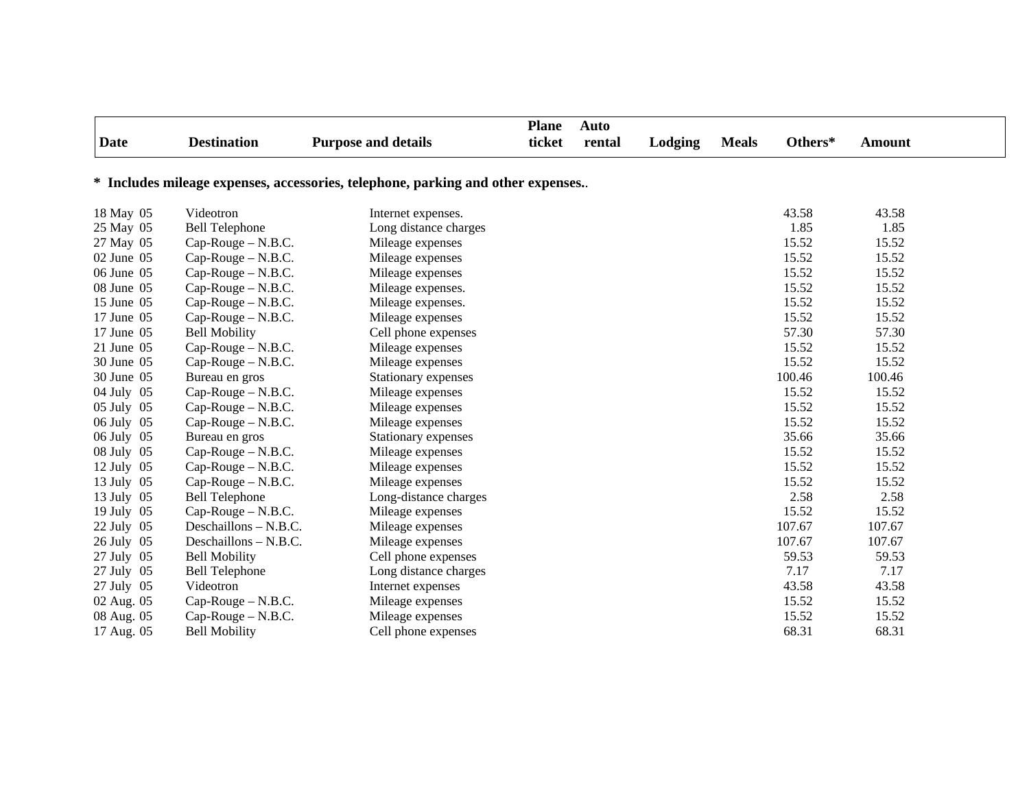| Date | Destination | Purpose and details | Plane ticket | Auto rental | Lodging | Meals | Others* | Amount |
|---|---|---|---|---|---|---|---|---|
| 18 May 05 | Videotron | Internet expenses. | | | | | 43.58 | 43.58 |
| 25 May 05 | Bell Telephone | Long distance charges | | | | | 1.85 | 1.85 |
| 27 May 05 | Cap-Rouge – N.B.C. | Mileage expenses | | | | | 15.52 | 15.52 |
| 02 June 05 | Cap-Rouge – N.B.C. | Mileage expenses | | | | | 15.52 | 15.52 |
| 06 June 05 | Cap-Rouge – N.B.C. | Mileage expenses | | | | | 15.52 | 15.52 |
| 08 June 05 | Cap-Rouge – N.B.C. | Mileage expenses. | | | | | 15.52 | 15.52 |
| 15 June 05 | Cap-Rouge – N.B.C. | Mileage expenses. | | | | | 15.52 | 15.52 |
| 17 June 05 | Cap-Rouge – N.B.C. | Mileage expenses | | | | | 15.52 | 15.52 |
| 17 June 05 | Bell Mobility | Cell phone expenses | | | | | 57.30 | 57.30 |
| 21 June 05 | Cap-Rouge – N.B.C. | Mileage expenses | | | | | 15.52 | 15.52 |
| 30 June 05 | Cap-Rouge – N.B.C. | Mileage expenses | | | | | 15.52 | 15.52 |
| 30 June 05 | Bureau en gros | Stationary expenses | | | | | 100.46 | 100.46 |
| 04 July 05 | Cap-Rouge – N.B.C. | Mileage expenses | | | | | 15.52 | 15.52 |
| 05 July 05 | Cap-Rouge – N.B.C. | Mileage expenses | | | | | 15.52 | 15.52 |
| 06 July 05 | Cap-Rouge – N.B.C. | Mileage expenses | | | | | 15.52 | 15.52 |
| 06 July 05 | Bureau en gros | Stationary expenses | | | | | 35.66 | 35.66 |
| 08 July 05 | Cap-Rouge – N.B.C. | Mileage expenses | | | | | 15.52 | 15.52 |
| 12 July 05 | Cap-Rouge – N.B.C. | Mileage expenses | | | | | 15.52 | 15.52 |
| 13 July 05 | Cap-Rouge – N.B.C. | Mileage expenses | | | | | 15.52 | 15.52 |
| 13 July 05 | Bell Telephone | Long-distance charges | | | | | 2.58 | 2.58 |
| 19 July 05 | Cap-Rouge – N.B.C. | Mileage expenses | | | | | 15.52 | 15.52 |
| 22 July 05 | Deschaillons – N.B.C. | Mileage expenses | | | | | 107.67 | 107.67 |
| 26 July 05 | Deschaillons – N.B.C. | Mileage expenses | | | | | 107.67 | 107.67 |
| 27 July 05 | Bell Mobility | Cell phone expenses | | | | | 59.53 | 59.53 |
| 27 July 05 | Bell Telephone | Long distance charges | | | | | 7.17 | 7.17 |
| 27 July 05 | Videotron | Internet expenses | | | | | 43.58 | 43.58 |
| 02 Aug. 05 | Cap-Rouge – N.B.C. | Mileage expenses | | | | | 15.52 | 15.52 |
| 08 Aug. 05 | Cap-Rouge – N.B.C. | Mileage expenses | | | | | 15.52 | 15.52 |
| 17 Aug. 05 | Bell Mobility | Cell phone expenses | | | | | 68.31 | 68.31 |

**\* Includes mileage expenses, accessories, telephone, parking and other expenses.**.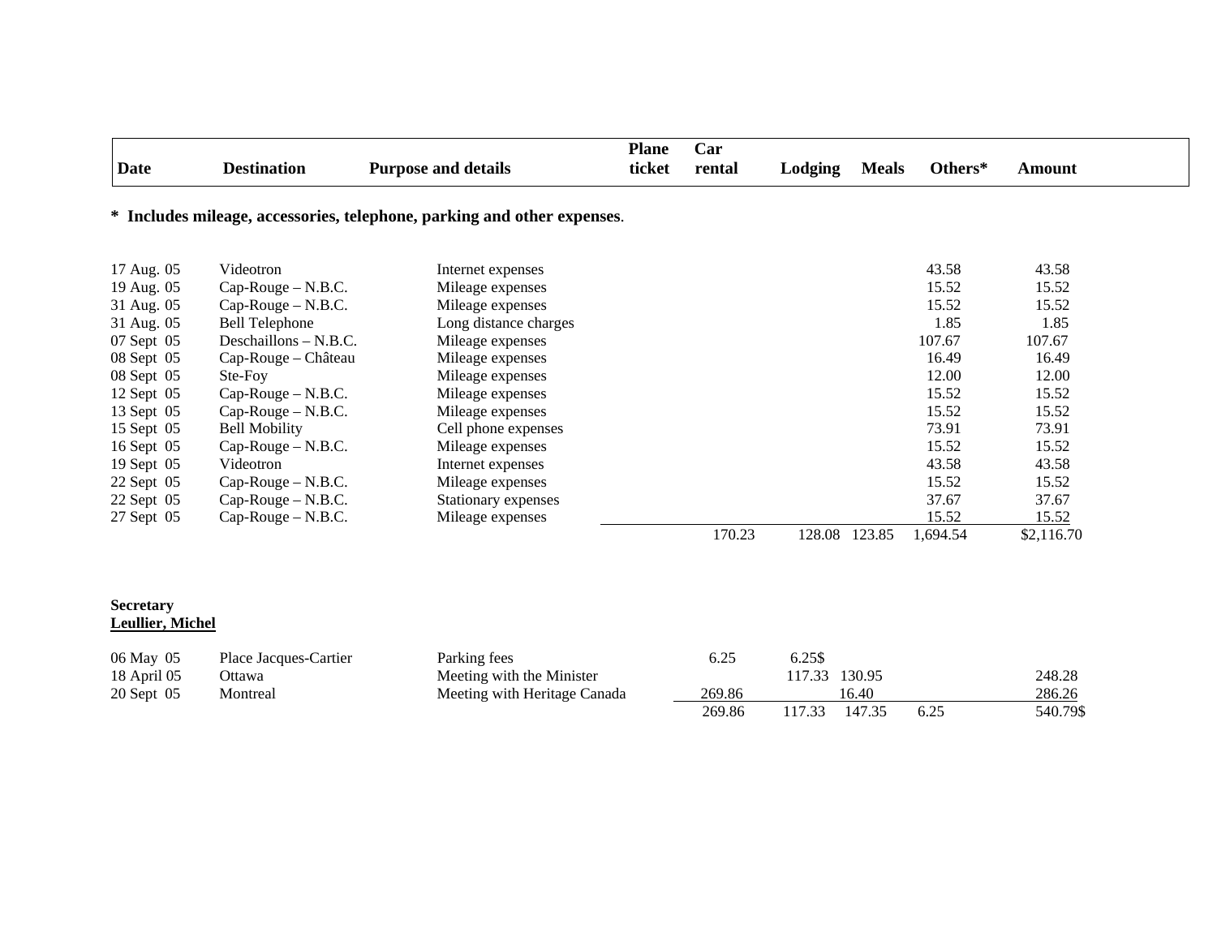| Date | Destination | Purpose and details | Plane ticket | Car rental | Lodging | Meals | Others* | Amount |
|---|---|---|---|---|---|---|---|---|

**\* Includes mileage, accessories, telephone, parking and other expenses**.

| | | | | | | | | |
|---|---|---|---|---|---|---|---|---|
| 17 Aug. 05 | Videotron | Internet expenses | | | | | 43.58 | 43.58 |
| 19 Aug. 05 | Cap-Rouge – N.B.C. | Mileage expenses | | | | | 15.52 | 15.52 |
| 31 Aug. 05 | Cap-Rouge – N.B.C. | Mileage expenses | | | | | 15.52 | 15.52 |
| 31 Aug. 05 | Bell Telephone | Long distance charges | | | | | 1.85 | 1.85 |
| 07 Sept 05 | Deschaillons – N.B.C. | Mileage expenses | | | | | 107.67 | 107.67 |
| 08 Sept 05 | Cap-Rouge – Château | Mileage expenses | | | | | 16.49 | 16.49 |
| 08 Sept 05 | Ste-Foy | Mileage expenses | | | | | 12.00 | 12.00 |
| 12 Sept 05 | Cap-Rouge – N.B.C. | Mileage expenses | | | | | 15.52 | 15.52 |
| 13 Sept 05 | Cap-Rouge – N.B.C. | Mileage expenses | | | | | 15.52 | 15.52 |
| 15 Sept 05 | Bell Mobility | Cell phone expenses | | | | | 73.91 | 73.91 |
| 16 Sept 05 | Cap-Rouge – N.B.C. | Mileage expenses | | | | | 15.52 | 15.52 |
| 19 Sept 05 | Videotron | Internet expenses | | | | | 43.58 | 43.58 |
| 22 Sept 05 | Cap-Rouge – N.B.C. | Mileage expenses | | | | | 15.52 | 15.52 |
| 22 Sept 05 | Cap-Rouge – N.B.C. | Stationary expenses | | | | | 37.67 | 37.67 |
| 27 Sept 05 | Cap-Rouge – N.B.C. | Mileage expenses | | | | | 15.52 | 15.52 |
| | | | | 170.23 | 128.08 | 123.85 | 1,694.54 | $2,116.70 |

**Secretary**
**Leullier, Michel**

| Date | Destination | Purpose and details | Plane ticket | Car rental | Lodging | Meals | Others* | Amount |
|---|---|---|---|---|---|---|---|---|
| 06 May 05 | Place Jacques-Cartier | Parking fees | | 6.25 | 6.25$ | | | |
| 18 April 05 | Ottawa | Meeting with the Minister | | | 117.33 | 130.95 | | 248.28 |
| 20 Sept 05 | Montreal | Meeting with Heritage Canada | | 269.86 | | 16.40 | | 286.26 |
| | | | | 269.86 | 117.33 | 147.35 | 6.25 | 540.79$ |